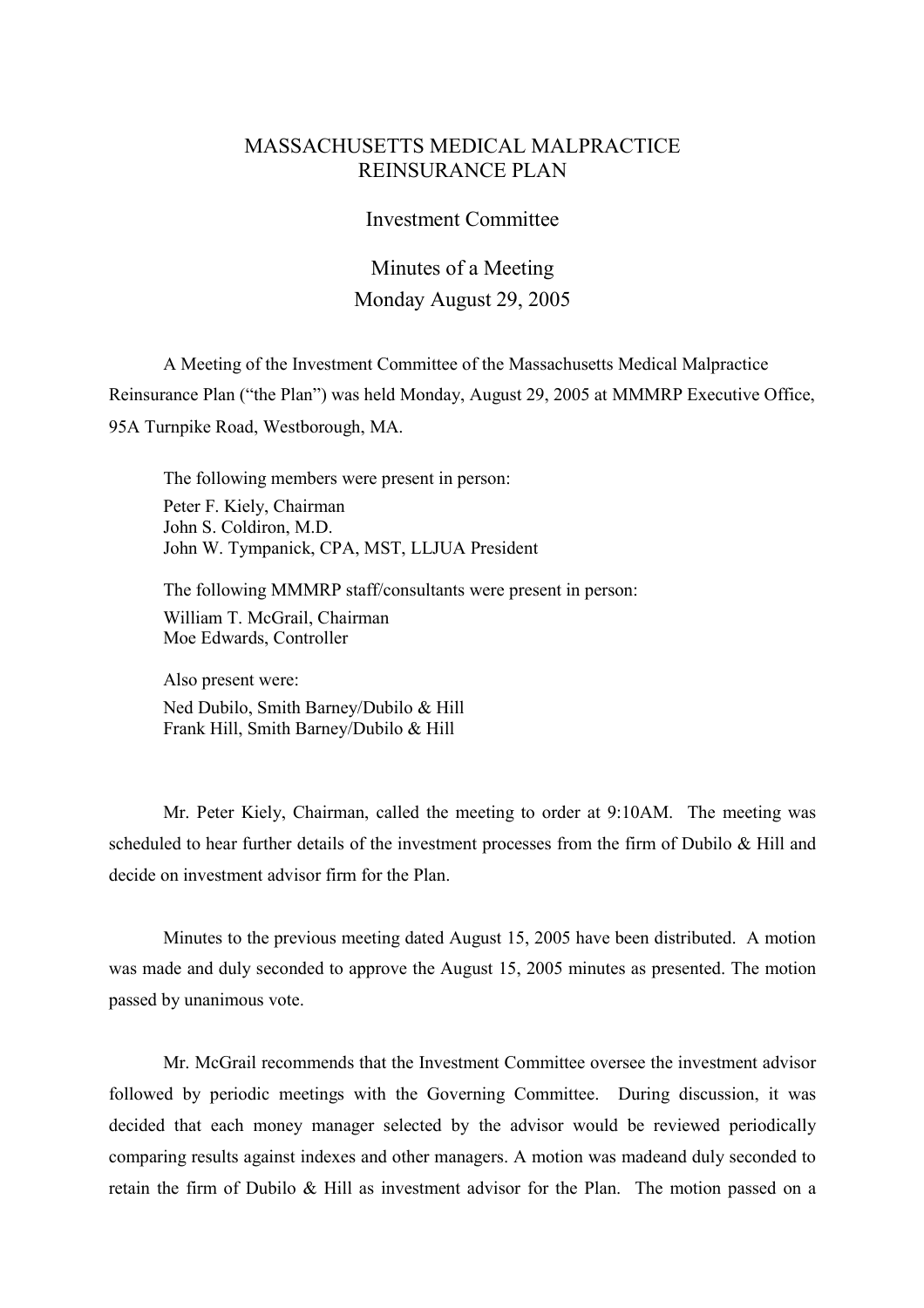# MASSACHUSETTS MEDICAL MALPRACTICE REINSURANCE PLAN

## Investment Committee

## Minutes of a Meeting
## Monday August 29, 2005

A Meeting of the Investment Committee of the Massachusetts Medical Malpractice Reinsurance Plan ("the Plan") was held Monday, August 29, 2005 at MMMRP Executive Office, 95A Turnpike Road, Westborough, MA.

The following members were present in person:
Peter F. Kiely, Chairman
John S. Coldiron, M.D.
John W. Tympanick, CPA, MST, LLJUA President

The following MMMRP staff/consultants were present in person:
William T. McGrail, Chairman
Moe Edwards, Controller

Also present were:
Ned Dubilo, Smith Barney/Dubilo & Hill
Frank Hill, Smith Barney/Dubilo & Hill

Mr. Peter Kiely, Chairman, called the meeting to order at 9:10AM. The meeting was scheduled to hear further details of the investment processes from the firm of Dubilo & Hill and decide on investment advisor firm for the Plan.

Minutes to the previous meeting dated August 15, 2005 have been distributed. A motion was made and duly seconded to approve the August 15, 2005 minutes as presented. The motion passed by unanimous vote.

Mr. McGrail recommends that the Investment Committee oversee the investment advisor followed by periodic meetings with the Governing Committee. During discussion, it was decided that each money manager selected by the advisor would be reviewed periodically comparing results against indexes and other managers. A motion was madeand duly seconded to retain the firm of Dubilo & Hill as investment advisor for the Plan. The motion passed on a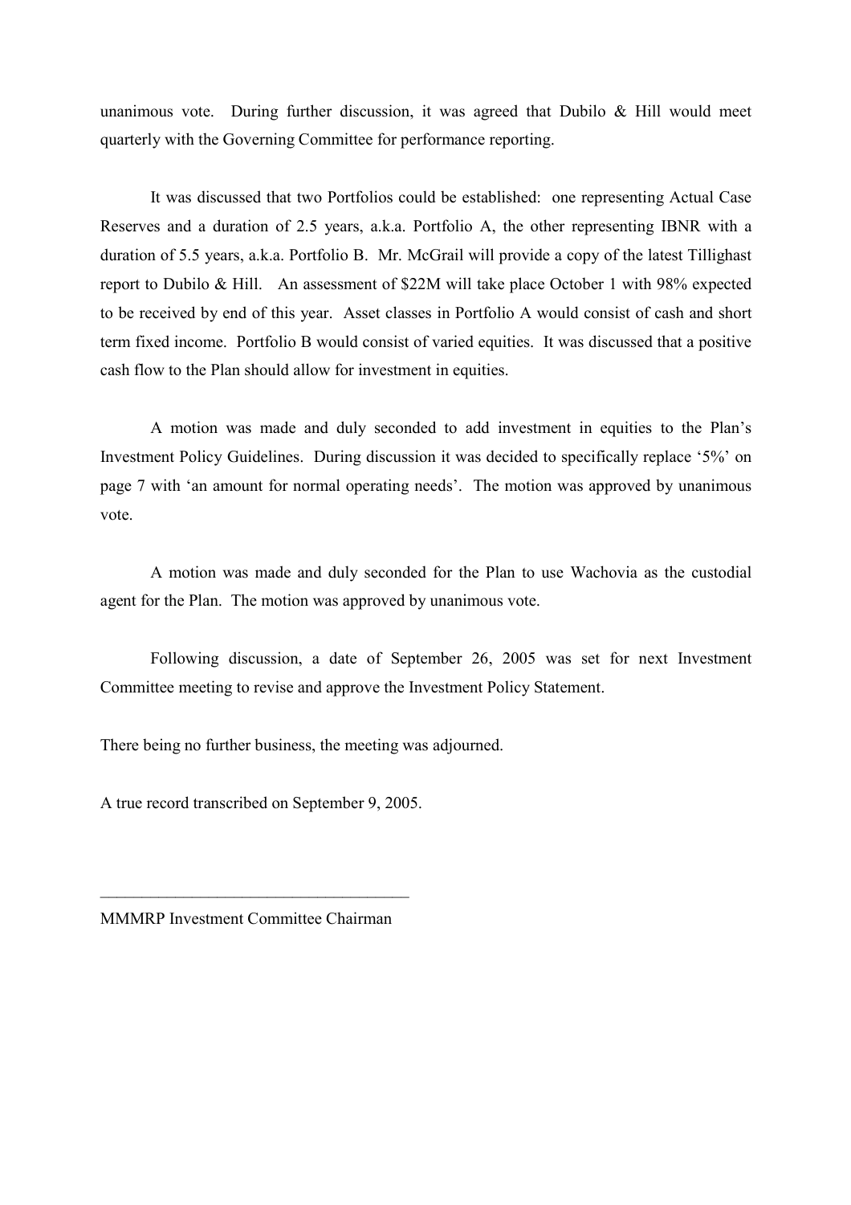unanimous vote. During further discussion, it was agreed that Dubilo & Hill would meet quarterly with the Governing Committee for performance reporting.

It was discussed that two Portfolios could be established: one representing Actual Case Reserves and a duration of 2.5 years, a.k.a. Portfolio A, the other representing IBNR with a duration of 5.5 years, a.k.a. Portfolio B. Mr. McGrail will provide a copy of the latest Tillighast report to Dubilo & Hill. An assessment of $22M will take place October 1 with 98% expected to be received by end of this year. Asset classes in Portfolio A would consist of cash and short term fixed income. Portfolio B would consist of varied equities. It was discussed that a positive cash flow to the Plan should allow for investment in equities.

A motion was made and duly seconded to add investment in equities to the Plan's Investment Policy Guidelines. During discussion it was decided to specifically replace '5%' on page 7 with 'an amount for normal operating needs'. The motion was approved by unanimous vote.

A motion was made and duly seconded for the Plan to use Wachovia as the custodial agent for the Plan. The motion was approved by unanimous vote.

Following discussion, a date of September 26, 2005 was set for next Investment Committee meeting to revise and approve the Investment Policy Statement.

There being no further business, the meeting was adjourned.

A true record transcribed on September 9, 2005.

\_\_\_\_\_\_\_\_\_\_\_\_\_\_\_\_\_\_\_\_\_\_\_\_\_\_\_\_\_\_\_\_\_\_\_\_\_\_

MMMRP Investment Committee Chairman